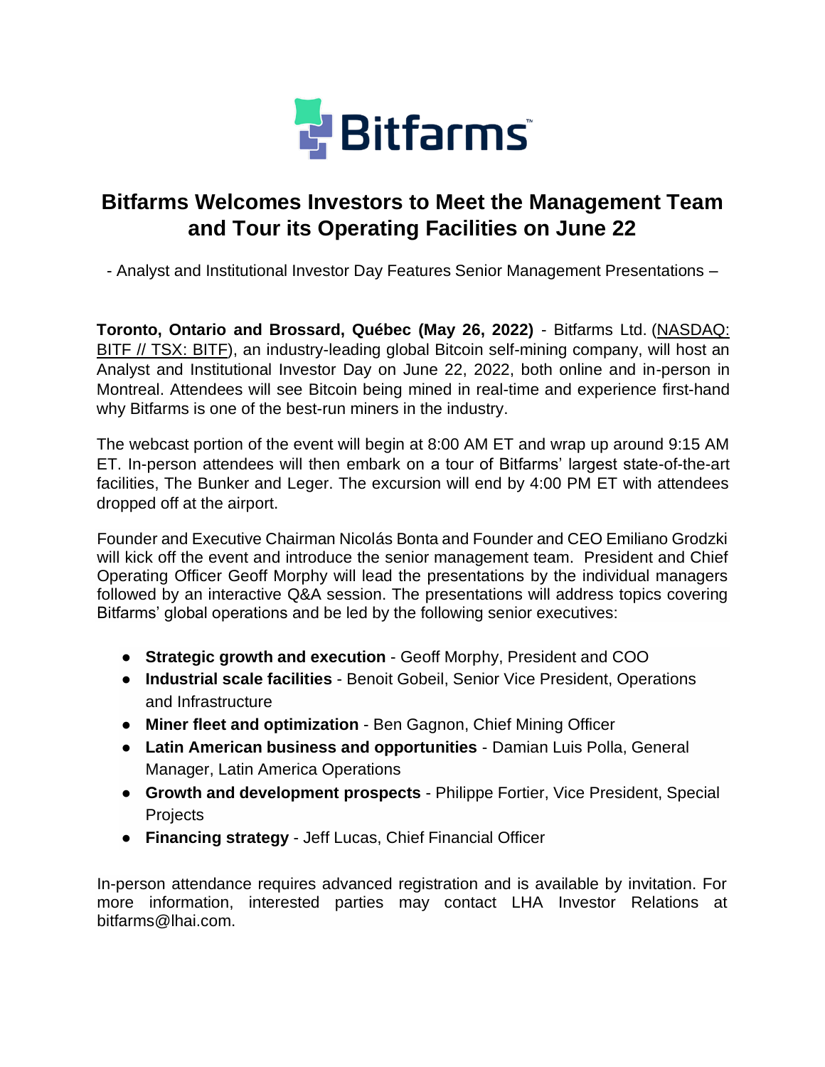# Bitfarms Welcomes Investors to Meet the Management Team and Tour its Operating Facilities on June 22

- Analyst and Institutional Investor Day Features Senior Management Presentations –

**Toronto, Ontario and Brossard, Québec (May 26, 2022)** - Bitfarms Ltd. (NASDAQ: BITF // TSX: BITF), an industry-leading global Bitcoin self-mining company, will host an Analyst and Institutional Investor Day on June 22, 2022, both online and in-person in Montreal. Attendees will see Bitcoin being mined in real-time and experience first-hand why Bitfarms is one of the best-run miners in the industry.

The webcast portion of the event will begin at 8:00 AM ET and wrap up around 9:15 AM ET. In-person attendees will then embark on a tour of Bitfarms' largest state-of-the-art facilities, The Bunker and Leger. The excursion will end by 4:00 PM ET with attendees dropped off at the airport.

Founder and Executive Chairman Nicolás Bonta and Founder and CEO Emiliano Grodzki will kick off the event and introduce the senior management team. President and Chief Operating Officer Geoff Morphy will lead the presentations by the individual managers followed by an interactive Q&A session. The presentations will address topics covering Bitfarms' global operations and be led by the following senior executives:

- **Strategic growth and execution** - Geoff Morphy, President and COO
- **Industrial scale facilities** - Benoit Gobeil, Senior Vice President, Operations and Infrastructure
- **Miner fleet and optimization** - Ben Gagnon, Chief Mining Officer
- **Latin American business and opportunities** - Damian Luis Polla, General Manager, Latin America Operations
- **Growth and development prospects** - Philippe Fortier, Vice President, Special Projects
- **Financing strategy** - Jeff Lucas, Chief Financial Officer

In-person attendance requires advanced registration and is available by invitation. For more information, interested parties may contact LHA Investor Relations at bitfarms@lhai.com.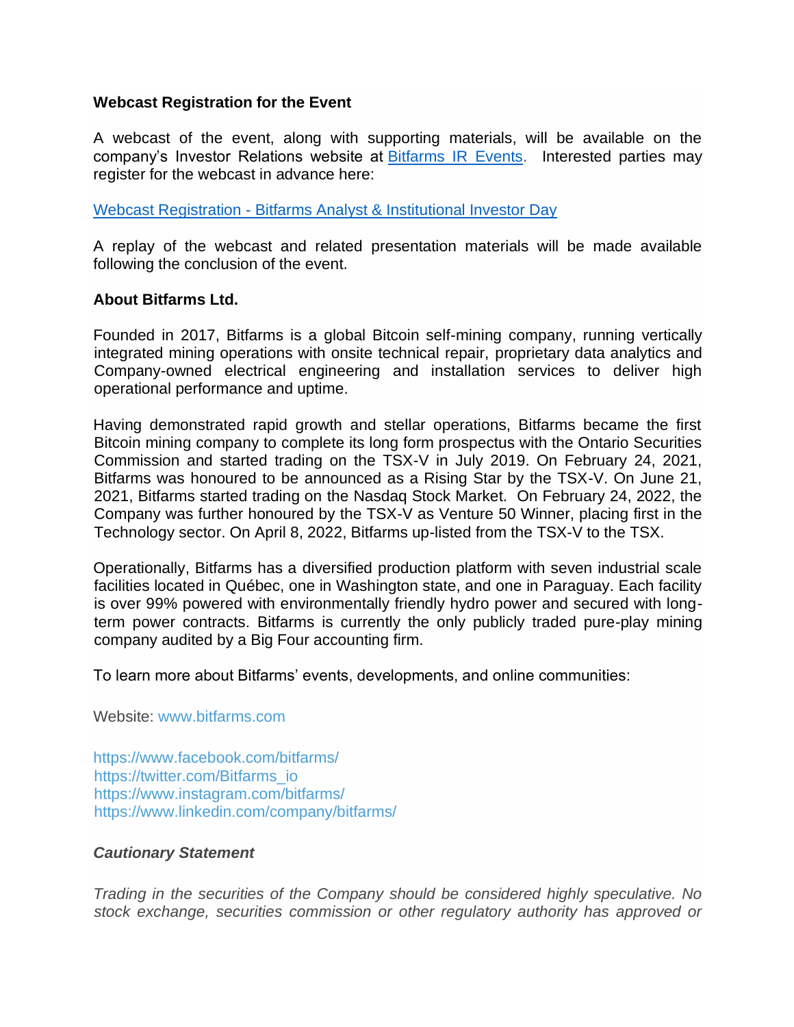**Webcast Registration for the Event**

A webcast of the event, along with supporting materials, will be available on the company's Investor Relations website at Bitfarms IR Events. Interested parties may register for the webcast in advance here:

Webcast Registration - Bitfarms Analyst & Institutional Investor Day

A replay of the webcast and related presentation materials will be made available following the conclusion of the event.

**About Bitfarms Ltd.**

Founded in 2017, Bitfarms is a global Bitcoin self-mining company, running vertically integrated mining operations with onsite technical repair, proprietary data analytics and Company-owned electrical engineering and installation services to deliver high operational performance and uptime.

Having demonstrated rapid growth and stellar operations, Bitfarms became the first Bitcoin mining company to complete its long form prospectus with the Ontario Securities Commission and started trading on the TSX-V in July 2019. On February 24, 2021, Bitfarms was honoured to be announced as a Rising Star by the TSX-V. On June 21, 2021, Bitfarms started trading on the Nasdaq Stock Market. On February 24, 2022, the Company was further honoured by the TSX-V as Venture 50 Winner, placing first in the Technology sector. On April 8, 2022, Bitfarms up-listed from the TSX-V to the TSX.

Operationally, Bitfarms has a diversified production platform with seven industrial scale facilities located in Québec, one in Washington state, and one in Paraguay. Each facility is over 99% powered with environmentally friendly hydro power and secured with long-term power contracts. Bitfarms is currently the only publicly traded pure-play mining company audited by a Big Four accounting firm.

To learn more about Bitfarms' events, developments, and online communities:

Website: www.bitfarms.com

https://www.facebook.com/bitfarms/
https://twitter.com/Bitfarms_io
https://www.instagram.com/bitfarms/
https://www.linkedin.com/company/bitfarms/

***Cautionary Statement***

*Trading in the securities of the Company should be considered highly speculative. No stock exchange, securities commission or other regulatory authority has approved or*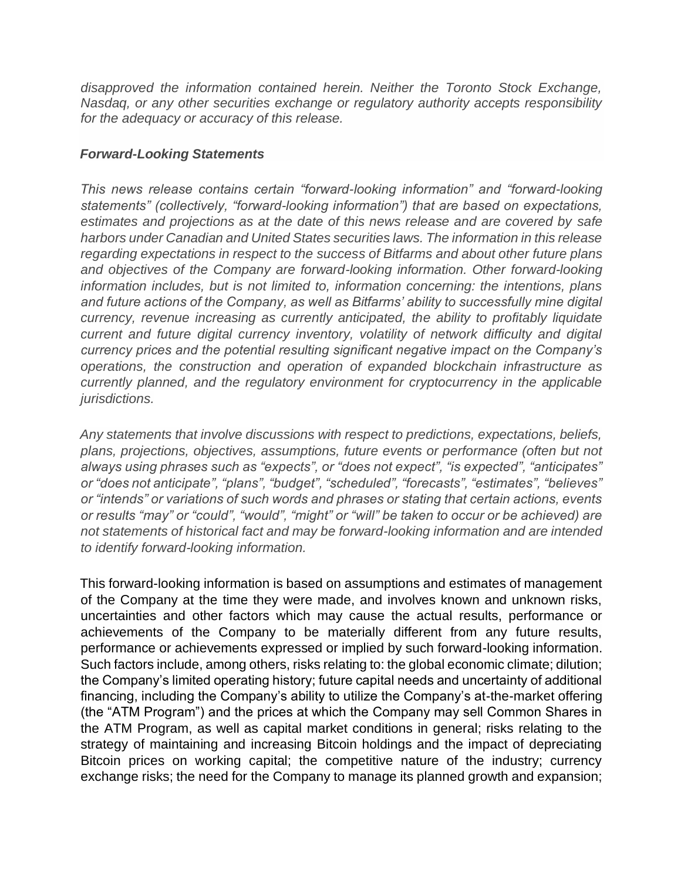*disapproved the information contained herein. Neither the Toronto Stock Exchange, Nasdaq, or any other securities exchange or regulatory authority accepts responsibility for the adequacy or accuracy of this release.*

***Forward-Looking Statements***

*This news release contains certain “forward-looking information” and “forward-looking statements” (collectively, “forward-looking information”) that are based on expectations, estimates and projections as at the date of this news release and are covered by safe harbors under Canadian and United States securities laws. The information in this release regarding expectations in respect to the success of Bitfarms and about other future plans and objectives of the Company are forward-looking information. Other forward-looking information includes, but is not limited to, information concerning: the intentions, plans and future actions of the Company, as well as Bitfarms’ ability to successfully mine digital currency, revenue increasing as currently anticipated, the ability to profitably liquidate current and future digital currency inventory, volatility of network difficulty and digital currency prices and the potential resulting significant negative impact on the Company’s operations, the construction and operation of expanded blockchain infrastructure as currently planned, and the regulatory environment for cryptocurrency in the applicable jurisdictions.*

*Any statements that involve discussions with respect to predictions, expectations, beliefs, plans, projections, objectives, assumptions, future events or performance (often but not always using phrases such as “expects”, or “does not expect”, “is expected”, “anticipates” or “does not anticipate”, “plans”, “budget”, “scheduled”, “forecasts”, “estimates”, “believes” or “intends” or variations of such words and phrases or stating that certain actions, events or results “may” or “could”, “would”, “might” or “will” be taken to occur or be achieved) are not statements of historical fact and may be forward-looking information and are intended to identify forward-looking information.*

This forward-looking information is based on assumptions and estimates of management of the Company at the time they were made, and involves known and unknown risks, uncertainties and other factors which may cause the actual results, performance or achievements of the Company to be materially different from any future results, performance or achievements expressed or implied by such forward-looking information. Such factors include, among others, risks relating to: the global economic climate; dilution; the Company’s limited operating history; future capital needs and uncertainty of additional financing, including the Company’s ability to utilize the Company’s at-the-market offering (the “ATM Program”) and the prices at which the Company may sell Common Shares in the ATM Program, as well as capital market conditions in general; risks relating to the strategy of maintaining and increasing Bitcoin holdings and the impact of depreciating Bitcoin prices on working capital; the competitive nature of the industry; currency exchange risks; the need for the Company to manage its planned growth and expansion;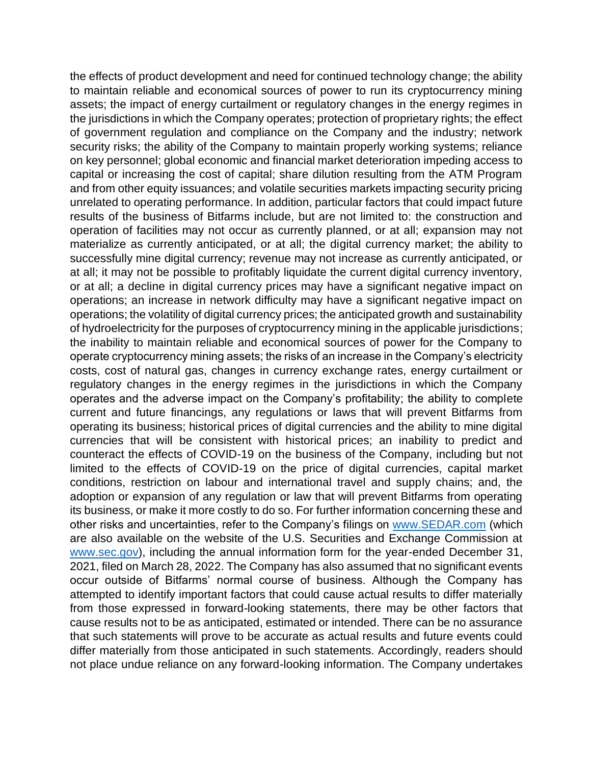the effects of product development and need for continued technology change; the ability to maintain reliable and economical sources of power to run its cryptocurrency mining assets; the impact of energy curtailment or regulatory changes in the energy regimes in the jurisdictions in which the Company operates; protection of proprietary rights; the effect of government regulation and compliance on the Company and the industry; network security risks; the ability of the Company to maintain properly working systems; reliance on key personnel; global economic and financial market deterioration impeding access to capital or increasing the cost of capital; share dilution resulting from the ATM Program and from other equity issuances; and volatile securities markets impacting security pricing unrelated to operating performance. In addition, particular factors that could impact future results of the business of Bitfarms include, but are not limited to: the construction and operation of facilities may not occur as currently planned, or at all; expansion may not materialize as currently anticipated, or at all; the digital currency market; the ability to successfully mine digital currency; revenue may not increase as currently anticipated, or at all; it may not be possible to profitably liquidate the current digital currency inventory, or at all; a decline in digital currency prices may have a significant negative impact on operations; an increase in network difficulty may have a significant negative impact on operations; the volatility of digital currency prices; the anticipated growth and sustainability of hydroelectricity for the purposes of cryptocurrency mining in the applicable jurisdictions; the inability to maintain reliable and economical sources of power for the Company to operate cryptocurrency mining assets; the risks of an increase in the Company's electricity costs, cost of natural gas, changes in currency exchange rates, energy curtailment or regulatory changes in the energy regimes in the jurisdictions in which the Company operates and the adverse impact on the Company's profitability; the ability to complete current and future financings, any regulations or laws that will prevent Bitfarms from operating its business; historical prices of digital currencies and the ability to mine digital currencies that will be consistent with historical prices; an inability to predict and counteract the effects of COVID-19 on the business of the Company, including but not limited to the effects of COVID-19 on the price of digital currencies, capital market conditions, restriction on labour and international travel and supply chains; and, the adoption or expansion of any regulation or law that will prevent Bitfarms from operating its business, or make it more costly to do so. For further information concerning these and other risks and uncertainties, refer to the Company's filings on [www.SEDAR.com](http://www.SEDAR.com) (which are also available on the website of the U.S. Securities and Exchange Commission at [www.sec.gov](http://www.sec.gov)), including the annual information form for the year-ended December 31, 2021, filed on March 28, 2022. The Company has also assumed that no significant events occur outside of Bitfarms' normal course of business. Although the Company has attempted to identify important factors that could cause actual results to differ materially from those expressed in forward-looking statements, there may be other factors that cause results not to be as anticipated, estimated or intended. There can be no assurance that such statements will prove to be accurate as actual results and future events could differ materially from those anticipated in such statements. Accordingly, readers should not place undue reliance on any forward-looking information. The Company undertakes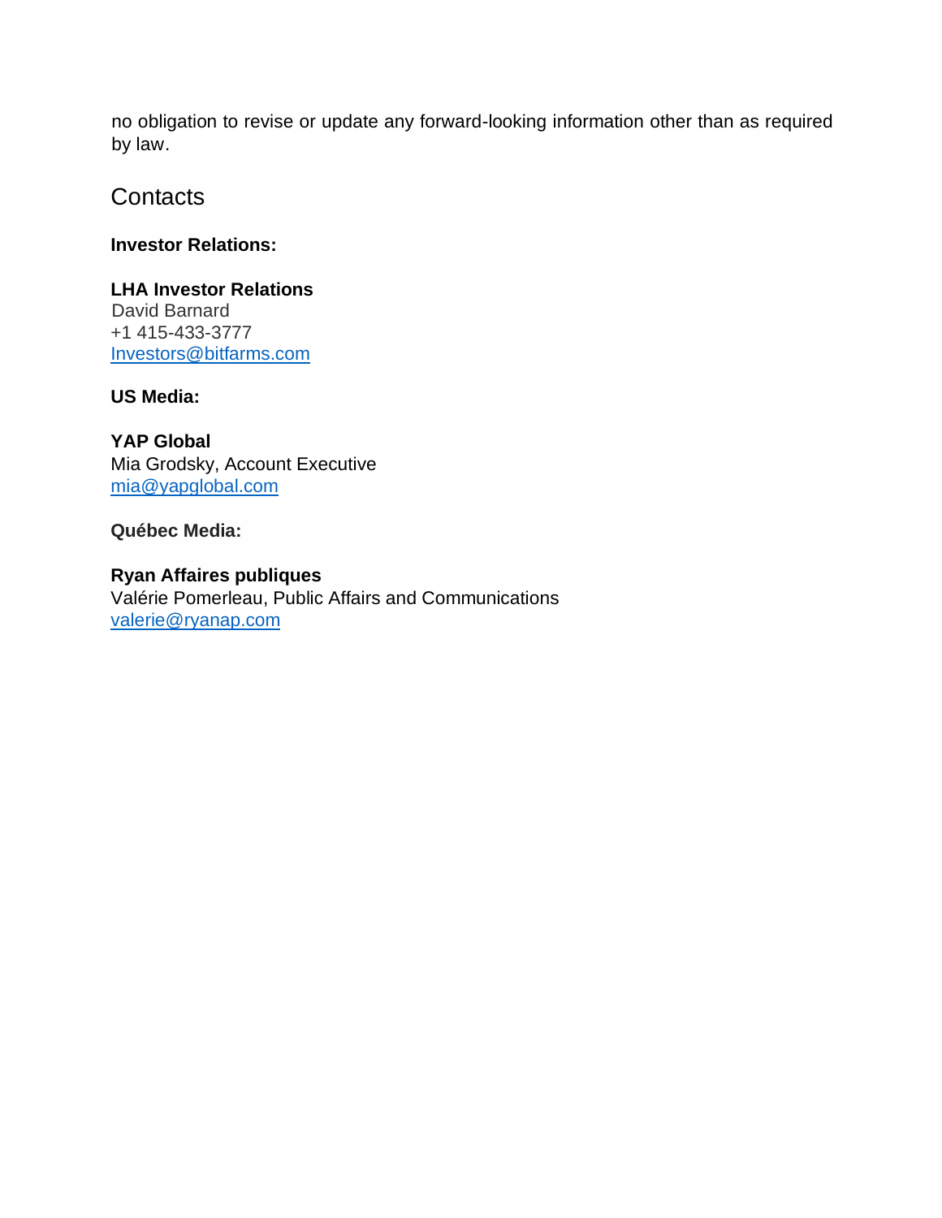no obligation to revise or update any forward-looking information other than as required by law.

## Contacts

**Investor Relations:**

**LHA Investor Relations**
David Barnard
+1 415-433-3777
Investors@bitfarms.com

**US Media:**

**YAP Global**
Mia Grodsky, Account Executive
mia@yapglobal.com

**Québec Media:**

**Ryan Affaires publiques**
Valérie Pomerleau, Public Affairs and Communications
valerie@ryanap.com